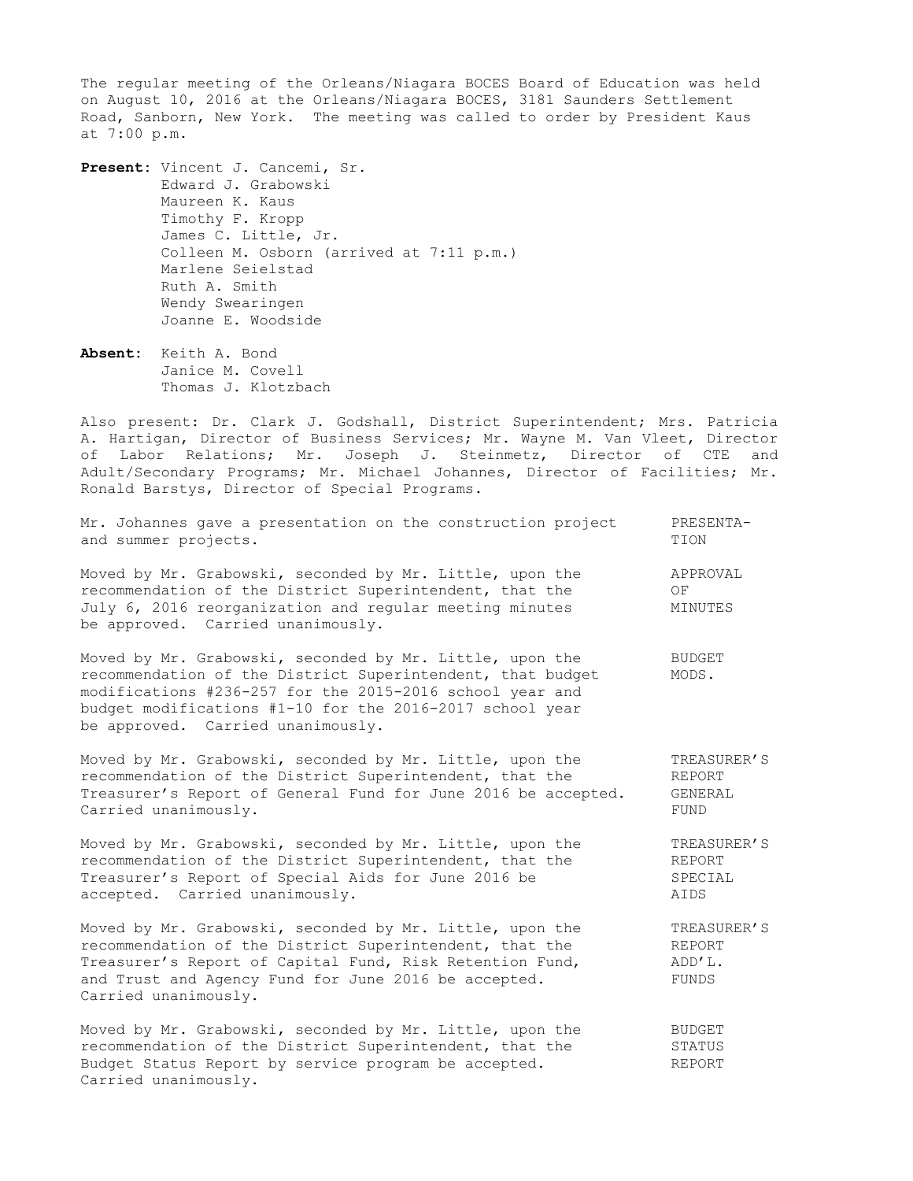The regular meeting of the Orleans/Niagara BOCES Board of Education was held on August 10, 2016 at the Orleans/Niagara BOCES, 3181 Saunders Settlement Road, Sanborn, New York. The meeting was called to order by President Kaus at 7:00 p.m.

**Present:** Vincent J. Cancemi, Sr.
Edward J. Grabowski
Maureen K. Kaus
Timothy F. Kropp
James C. Little, Jr.
Colleen M. Osborn (arrived at 7:11 p.m.)
Marlene Seielstad
Ruth A. Smith
Wendy Swearingen
Joanne E. Woodside

**Absent:** Keith A. Bond
Janice M. Covell
Thomas J. Klotzbach

Also present: Dr. Clark J. Godshall, District Superintendent; Mrs. Patricia A. Hartigan, Director of Business Services; Mr. Wayne M. Van Vleet, Director of Labor Relations; Mr. Joseph J. Steinmetz, Director of CTE and Adult/Secondary Programs; Mr. Michael Johannes, Director of Facilities; Mr. Ronald Barstys, Director of Special Programs.

**PRESENTATION**

Mr. Johannes gave a presentation on the construction project and summer projects.

**APPROVAL OF MINUTES**

Moved by Mr. Grabowski, seconded by Mr. Little, upon the recommendation of the District Superintendent, that the July 6, 2016 reorganization and regular meeting minutes be approved. Carried unanimously.

**BUDGET MODS.**

Moved by Mr. Grabowski, seconded by Mr. Little, upon the recommendation of the District Superintendent, that budget modifications #236-257 for the 2015-2016 school year and budget modifications #1-10 for the 2016-2017 school year be approved. Carried unanimously.

**TREASURER'S REPORT GENERAL FUND**

Moved by Mr. Grabowski, seconded by Mr. Little, upon the recommendation of the District Superintendent, that the Treasurer's Report of General Fund for June 2016 be accepted. Carried unanimously.

**TREASURER'S REPORT SPECIAL AIDS**

Moved by Mr. Grabowski, seconded by Mr. Little, upon the recommendation of the District Superintendent, that the Treasurer's Report of Special Aids for June 2016 be accepted. Carried unanimously.

**TREASURER'S REPORT ADD'L. FUNDS**

Moved by Mr. Grabowski, seconded by Mr. Little, upon the recommendation of the District Superintendent, that the Treasurer's Report of Capital Fund, Risk Retention Fund, and Trust and Agency Fund for June 2016 be accepted. Carried unanimously.

**BUDGET STATUS REPORT**

Moved by Mr. Grabowski, seconded by Mr. Little, upon the recommendation of the District Superintendent, that the Budget Status Report by service program be accepted. Carried unanimously.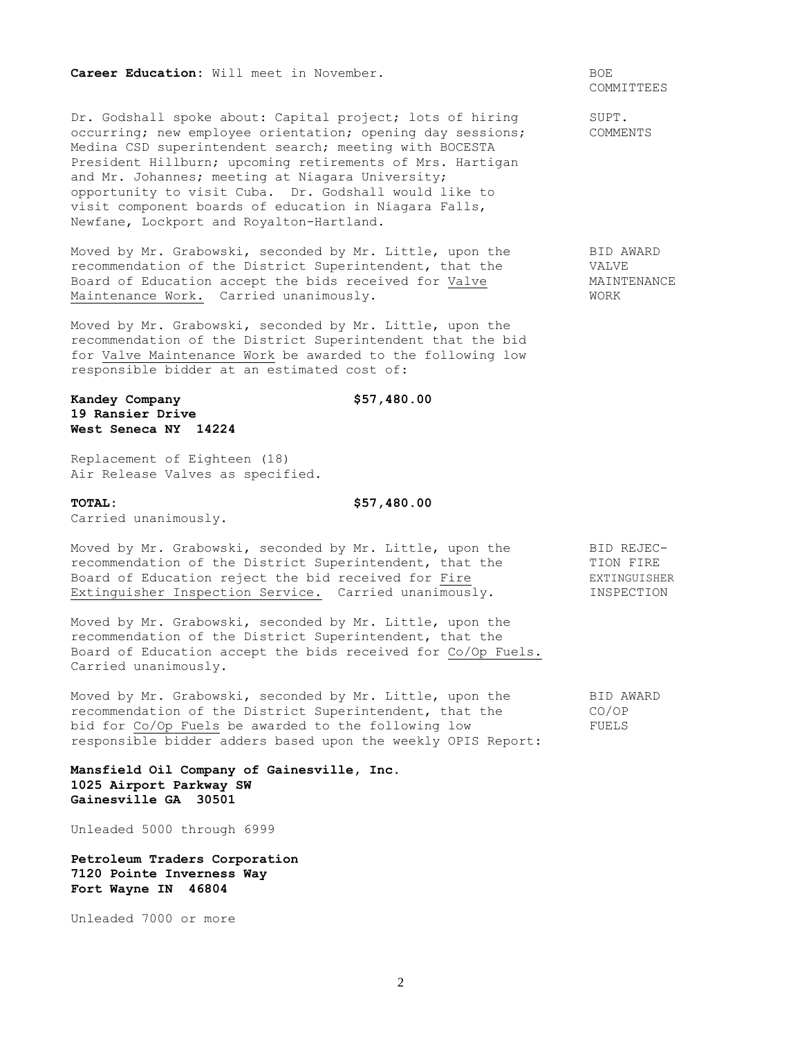**Career Education**: Will meet in November. BOE COMMITTEES

SUPT. COMMENTS

Dr. Godshall spoke about: Capital project; lots of hiring occurring; new employee orientation; opening day sessions; Medina CSD superintendent search; meeting with BOCESTA President Hillburn; upcoming retirements of Mrs. Hartigan and Mr. Johannes; meeting at Niagara University; opportunity to visit Cuba. Dr. Godshall would like to visit component boards of education in Niagara Falls, Newfane, Lockport and Royalton-Hartland.

BID AWARD VALVE MAINTENANCE WORK

Moved by Mr. Grabowski, seconded by Mr. Little, upon the recommendation of the District Superintendent, that the Board of Education accept the bids received for Valve Maintenance Work. Carried unanimously.

Moved by Mr. Grabowski, seconded by Mr. Little, upon the recommendation of the District Superintendent that the bid for Valve Maintenance Work be awarded to the following low responsible bidder at an estimated cost of:

**Kandey Company** **$57,480.00**
**19 Ransier Drive**
**West Seneca NY 14224**

Replacement of Eighteen (18)
Air Release Valves as specified.

**TOTAL:** **$57,480.00**
Carried unanimously.

BID REJECTION FIRE EXTINGUISHER INSPECTION

Moved by Mr. Grabowski, seconded by Mr. Little, upon the recommendation of the District Superintendent, that the Board of Education reject the bid received for Fire Extinguisher Inspection Service. Carried unanimously.

Moved by Mr. Grabowski, seconded by Mr. Little, upon the recommendation of the District Superintendent, that the Board of Education accept the bids received for Co/Op Fuels. Carried unanimously.

BID AWARD CO/OP FUELS

Moved by Mr. Grabowski, seconded by Mr. Little, upon the recommendation of the District Superintendent, that the bid for Co/Op Fuels be awarded to the following low responsible bidder adders based upon the weekly OPIS Report:

**Mansfield Oil Company of Gainesville, Inc.**
**1025 Airport Parkway SW**
**Gainesville GA 30501**

Unleaded 5000 through 6999

**Petroleum Traders Corporation**
**7120 Pointe Inverness Way**
**Fort Wayne IN 46804**

Unleaded 7000 or more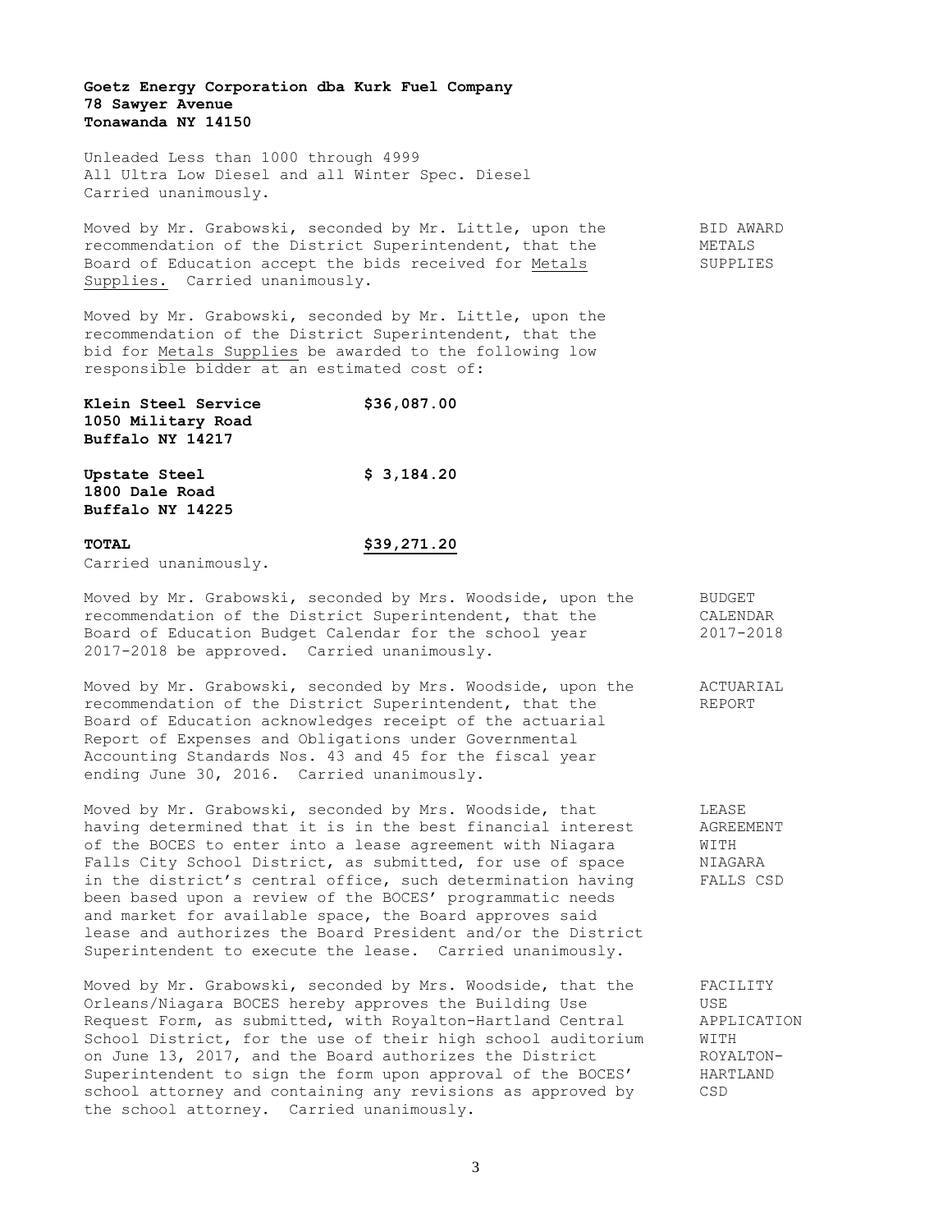**Goetz Energy Corporation dba Kurk Fuel Company**
**78 Sawyer Avenue**
**Tonawanda NY 14150**

Unleaded Less than 1000 through 4999
All Ultra Low Diesel and all Winter Spec. Diesel
Carried unanimously.

BID AWARD METALS SUPPLIES

Moved by Mr. Grabowski, seconded by Mr. Little, upon the recommendation of the District Superintendent, that the Board of Education accept the bids received for Metals Supplies. Carried unanimously.

Moved by Mr. Grabowski, seconded by Mr. Little, upon the recommendation of the District Superintendent, that the bid for Metals Supplies be awarded to the following low responsible bidder at an estimated cost of:

| | |
|---|---|
| **Klein Steel Service**<br>**1050 Military Road**<br>**Buffalo NY 14217** | **$36,087.00** |
| **Upstate Steel**<br>**1800 Dale Road**<br>**Buffalo NY 14225** | **$ 3,184.20** |
| **TOTAL** | **$39,271.20** |

Carried unanimously.

BUDGET CALENDAR 2017-2018

Moved by Mr. Grabowski, seconded by Mrs. Woodside, upon the recommendation of the District Superintendent, that the Board of Education Budget Calendar for the school year 2017-2018 be approved. Carried unanimously.

ACTUARIAL REPORT

Moved by Mr. Grabowski, seconded by Mrs. Woodside, upon the recommendation of the District Superintendent, that the Board of Education acknowledges receipt of the actuarial Report of Expenses and Obligations under Governmental Accounting Standards Nos. 43 and 45 for the fiscal year ending June 30, 2016. Carried unanimously.

LEASE AGREEMENT WITH NIAGARA FALLS CSD

Moved by Mr. Grabowski, seconded by Mrs. Woodside, that having determined that it is in the best financial interest of the BOCES to enter into a lease agreement with Niagara Falls City School District, as submitted, for use of space in the district's central office, such determination having been based upon a review of the BOCES' programmatic needs and market for available space, the Board approves said lease and authorizes the Board President and/or the District Superintendent to execute the lease. Carried unanimously.

FACILITY USE APPLICATION WITH ROYALTON-HARTLAND CSD

Moved by Mr. Grabowski, seconded by Mrs. Woodside, that the Orleans/Niagara BOCES hereby approves the Building Use Request Form, as submitted, with Royalton-Hartland Central School District, for the use of their high school auditorium on June 13, 2017, and the Board authorizes the District Superintendent to sign the form upon approval of the BOCES' school attorney and containing any revisions as approved by the school attorney. Carried unanimously.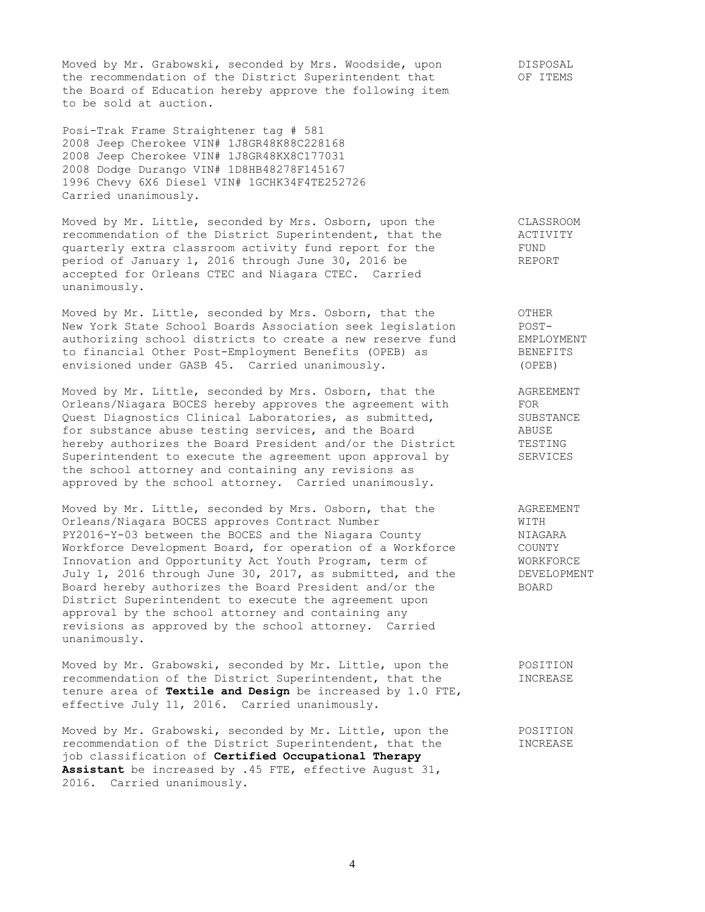Moved by Mr. Grabowski, seconded by Mrs. Woodside, upon the recommendation of the District Superintendent that the Board of Education hereby approve the following item to be sold at auction.

**DISPOSAL OF ITEMS**

Posi-Trak Frame Straightener tag # 581
2008 Jeep Cherokee VIN# 1J8GR48K88C228168
2008 Jeep Cherokee VIN# 1J8GR48KX8C177031
2008 Dodge Durango VIN# 1D8HB48278F145167
1996 Chevy 6X6 Diesel VIN# 1GCHK34F4TE252726
Carried unanimously.

**CLASSROOM ACTIVITY FUND REPORT**

Moved by Mr. Little, seconded by Mrs. Osborn, upon the recommendation of the District Superintendent, that the quarterly extra classroom activity fund report for the period of January 1, 2016 through June 30, 2016 be accepted for Orleans CTEC and Niagara CTEC. Carried unanimously.

**OTHER POST-EMPLOYMENT BENEFITS (OPEB)**

Moved by Mr. Little, seconded by Mrs. Osborn, that the New York State School Boards Association seek legislation authorizing school districts to create a new reserve fund to financial Other Post-Employment Benefits (OPEB) as envisioned under GASB 45. Carried unanimously.

**AGREEMENT FOR SUBSTANCE ABUSE TESTING SERVICES**

Moved by Mr. Little, seconded by Mrs. Osborn, that the Orleans/Niagara BOCES hereby approves the agreement with Quest Diagnostics Clinical Laboratories, as submitted, for substance abuse testing services, and the Board hereby authorizes the Board President and/or the District Superintendent to execute the agreement upon approval by the school attorney and containing any revisions as approved by the school attorney. Carried unanimously.

**AGREEMENT WITH NIAGARA COUNTY WORKFORCE DEVELOPMENT BOARD**

Moved by Mr. Little, seconded by Mrs. Osborn, that the Orleans/Niagara BOCES approves Contract Number PY2016-Y-03 between the BOCES and the Niagara County Workforce Development Board, for operation of a Workforce Innovation and Opportunity Act Youth Program, term of July 1, 2016 through June 30, 2017, as submitted, and the Board hereby authorizes the Board President and/or the District Superintendent to execute the agreement upon approval by the school attorney and containing any revisions as approved by the school attorney. Carried unanimously.

**POSITION INCREASE**

Moved by Mr. Grabowski, seconded by Mr. Little, upon the recommendation of the District Superintendent, that the tenure area of **Textile and Design** be increased by 1.0 FTE, effective July 11, 2016. Carried unanimously.

**POSITION INCREASE**

Moved by Mr. Grabowski, seconded by Mr. Little, upon the recommendation of the District Superintendent, that the job classification of **Certified Occupational Therapy Assistant** be increased by .45 FTE, effective August 31, 2016. Carried unanimously.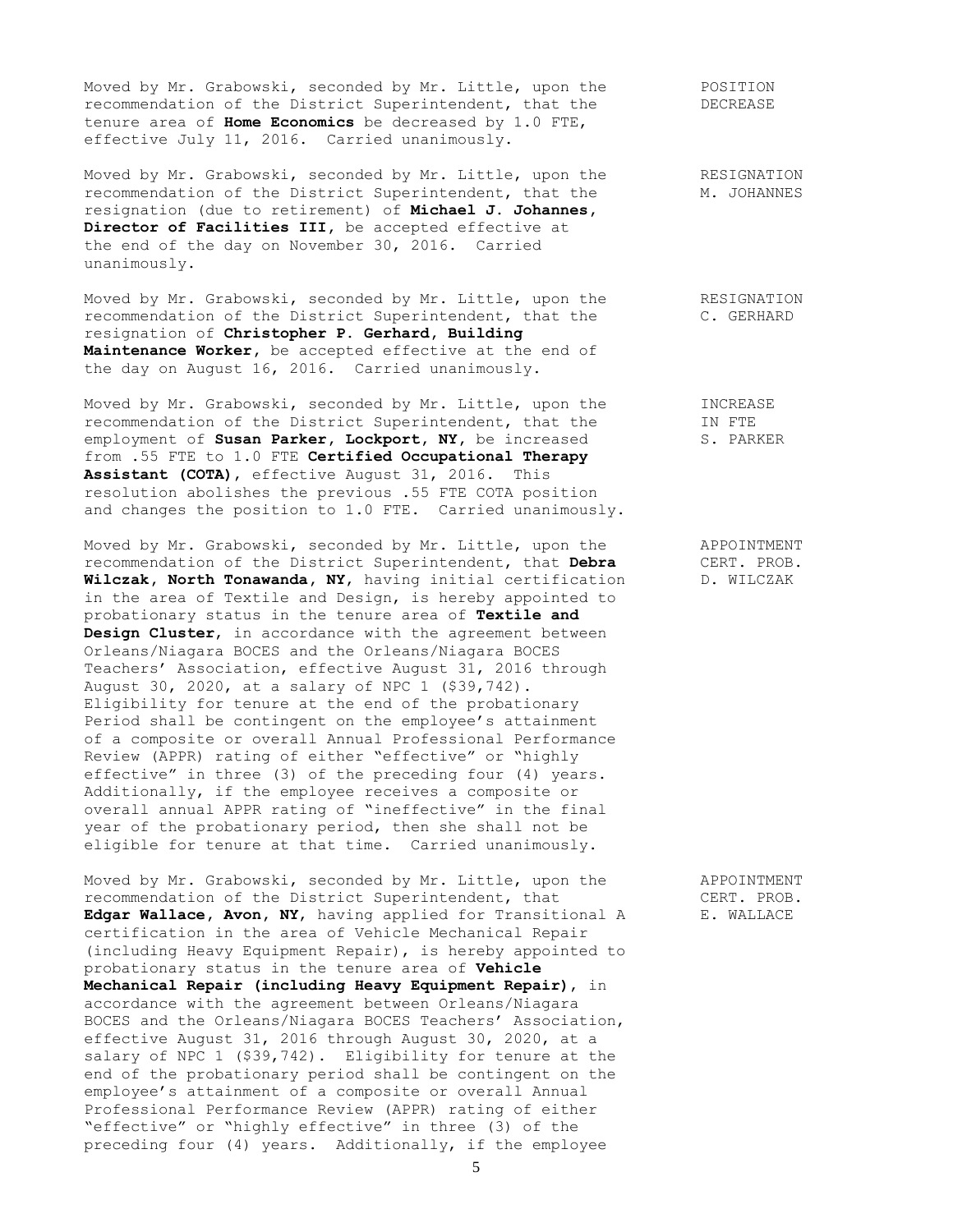Moved by Mr. Grabowski, seconded by Mr. Little, upon the recommendation of the District Superintendent, that the tenure area of **Home Economics** be decreased by 1.0 FTE, effective July 11, 2016. Carried unanimously.

POSITION DECREASE

Moved by Mr. Grabowski, seconded by Mr. Little, upon the recommendation of the District Superintendent, that the resignation (due to retirement) of **Michael J. Johannes, Director of Facilities III**, be accepted effective at the end of the day on November 30, 2016. Carried unanimously.

RESIGNATION M. JOHANNES

Moved by Mr. Grabowski, seconded by Mr. Little, upon the recommendation of the District Superintendent, that the resignation of **Christopher P. Gerhard, Building Maintenance Worker**, be accepted effective at the end of the day on August 16, 2016. Carried unanimously.

RESIGNATION C. GERHARD

Moved by Mr. Grabowski, seconded by Mr. Little, upon the recommendation of the District Superintendent, that the employment of **Susan Parker, Lockport, NY**, be increased from .55 FTE to 1.0 FTE **Certified Occupational Therapy Assistant (COTA)**, effective August 31, 2016. This resolution abolishes the previous .55 FTE COTA position and changes the position to 1.0 FTE. Carried unanimously.

INCREASE IN FTE S. PARKER

Moved by Mr. Grabowski, seconded by Mr. Little, upon the recommendation of the District Superintendent, that **Debra Wilczak, North Tonawanda, NY**, having initial certification in the area of Textile and Design, is hereby appointed to probationary status in the tenure area of **Textile and Design Cluster**, in accordance with the agreement between Orleans/Niagara BOCES and the Orleans/Niagara BOCES Teachers' Association, effective August 31, 2016 through August 30, 2020, at a salary of NPC 1 ($39,742). Eligibility for tenure at the end of the probationary Period shall be contingent on the employee's attainment of a composite or overall Annual Professional Performance Review (APPR) rating of either "effective" or "highly effective" in three (3) of the preceding four (4) years. Additionally, if the employee receives a composite or overall annual APPR rating of "ineffective" in the final year of the probationary period, then she shall not be eligible for tenure at that time. Carried unanimously.

APPOINTMENT CERT. PROB. D. WILCZAK

Moved by Mr. Grabowski, seconded by Mr. Little, upon the recommendation of the District Superintendent, that **Edgar Wallace, Avon, NY**, having applied for Transitional A certification in the area of Vehicle Mechanical Repair (including Heavy Equipment Repair), is hereby appointed to probationary status in the tenure area of **Vehicle Mechanical Repair (including Heavy Equipment Repair)**, in accordance with the agreement between Orleans/Niagara BOCES and the Orleans/Niagara BOCES Teachers' Association, effective August 31, 2016 through August 30, 2020, at a salary of NPC 1 ($39,742). Eligibility for tenure at the end of the probationary period shall be contingent on the employee's attainment of a composite or overall Annual Professional Performance Review (APPR) rating of either "effective" or "highly effective" in three (3) of the preceding four (4) years. Additionally, if the employee

APPOINTMENT CERT. PROB. E. WALLACE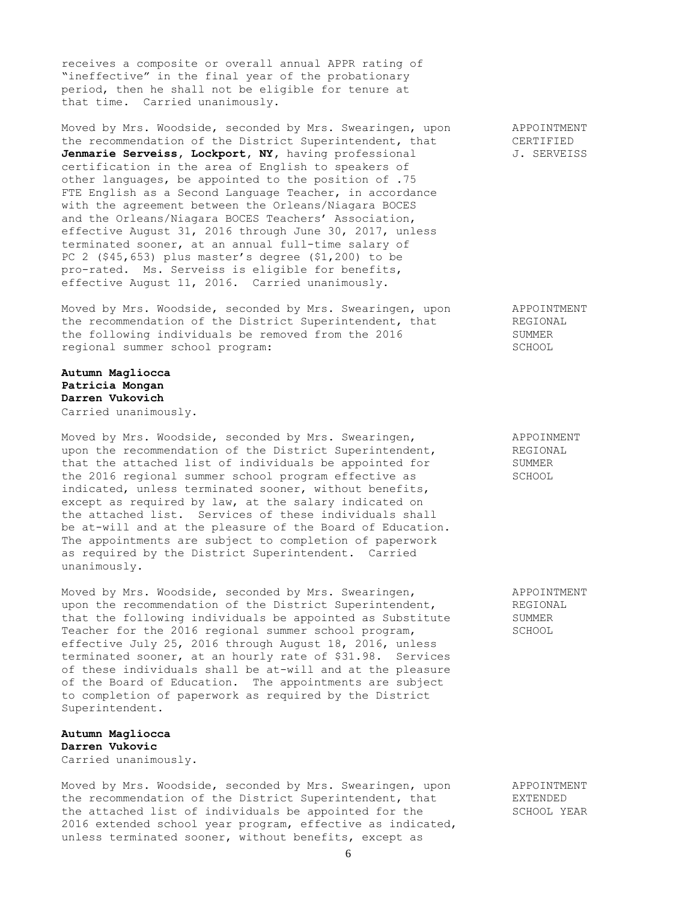receives a composite or overall annual APPR rating of "ineffective" in the final year of the probationary period, then he shall not be eligible for tenure at that time. Carried unanimously.

APPOINTMENT CERTIFIED J. SERVEISS

Moved by Mrs. Woodside, seconded by Mrs. Swearingen, upon the recommendation of the District Superintendent, that **Jenmarie Serveiss, Lockport, NY,** having professional certification in the area of English to speakers of other languages, be appointed to the position of .75 FTE English as a Second Language Teacher, in accordance with the agreement between the Orleans/Niagara BOCES and the Orleans/Niagara BOCES Teachers' Association, effective August 31, 2016 through June 30, 2017, unless terminated sooner, at an annual full-time salary of PC 2 ($45,653) plus master's degree ($1,200) to be pro-rated. Ms. Serveiss is eligible for benefits, effective August 11, 2016. Carried unanimously.

APPOINTMENT REGIONAL SUMMER SCHOOL

Moved by Mrs. Woodside, seconded by Mrs. Swearingen, upon the recommendation of the District Superintendent, that the following individuals be removed from the 2016 regional summer school program:

**Autumn Magliocca**
**Patricia Mongan**
**Darren Vukovich**
Carried unanimously.

APPOINMENT REGIONAL SUMMER SCHOOL

Moved by Mrs. Woodside, seconded by Mrs. Swearingen, upon the recommendation of the District Superintendent, that the attached list of individuals be appointed for the 2016 regional summer school program effective as indicated, unless terminated sooner, without benefits, except as required by law, at the salary indicated on the attached list. Services of these individuals shall be at-will and at the pleasure of the Board of Education. The appointments are subject to completion of paperwork as required by the District Superintendent. Carried unanimously.

APPOINTMENT REGIONAL SUMMER SCHOOL

Moved by Mrs. Woodside, seconded by Mrs. Swearingen, upon the recommendation of the District Superintendent, that the following individuals be appointed as Substitute Teacher for the 2016 regional summer school program, effective July 25, 2016 through August 18, 2016, unless terminated sooner, at an hourly rate of $31.98. Services of these individuals shall be at-will and at the pleasure of the Board of Education. The appointments are subject to completion of paperwork as required by the District Superintendent.

**Autumn Magliocca**
**Darren Vukovic**
Carried unanimously.

APPOINTMENT EXTENDED SCHOOL YEAR

Moved by Mrs. Woodside, seconded by Mrs. Swearingen, upon the recommendation of the District Superintendent, that the attached list of individuals be appointed for the 2016 extended school year program, effective as indicated, unless terminated sooner, without benefits, except as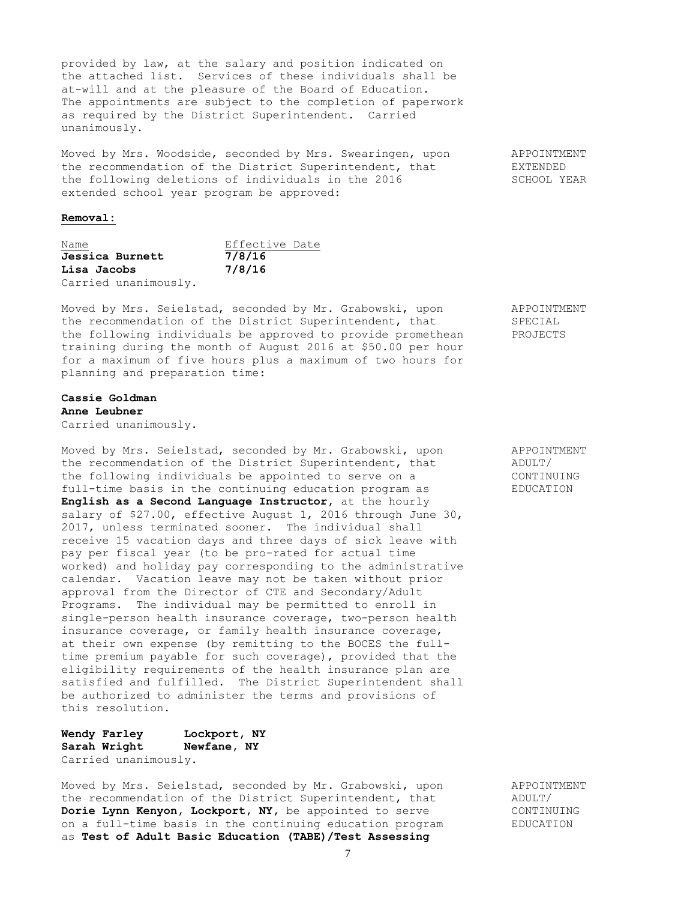provided by law, at the salary and position indicated on the attached list. Services of these individuals shall be at-will and at the pleasure of the Board of Education. The appointments are subject to the completion of paperwork as required by the District Superintendent. Carried unanimously.

APPOINTMENT EXTENDED SCHOOL YEAR

Moved by Mrs. Woodside, seconded by Mrs. Swearingen, upon the recommendation of the District Superintendent, that the following deletions of individuals in the 2016 extended school year program be approved:

**Removal:**

| Name | Effective Date |
|---|---|
| **Jessica Burnett** | **7/8/16** |
| **Lisa Jacobs** | **7/8/16** |

Carried unanimously.

APPOINTMENT SPECIAL PROJECTS

Moved by Mrs. Seielstad, seconded by Mr. Grabowski, upon the recommendation of the District Superintendent, that the following individuals be approved to provide promethean training during the month of August 2016 at $50.00 per hour for a maximum of five hours plus a maximum of two hours for planning and preparation time:

**Cassie Goldman**
**Anne Leubner**
Carried unanimously.

APPOINTMENT ADULT/ CONTINUING EDUCATION

Moved by Mrs. Seielstad, seconded by Mr. Grabowski, upon the recommendation of the District Superintendent, that the following individuals be appointed to serve on a full-time basis in the continuing education program as **English as a Second Language Instructor**, at the hourly salary of $27.00, effective August 1, 2016 through June 30, 2017, unless terminated sooner. The individual shall receive 15 vacation days and three days of sick leave with pay per fiscal year (to be pro-rated for actual time worked) and holiday pay corresponding to the administrative calendar. Vacation leave may not be taken without prior approval from the Director of CTE and Secondary/Adult Programs. The individual may be permitted to enroll in single-person health insurance coverage, two-person health insurance coverage, or family health insurance coverage, at their own expense (by remitting to the BOCES the full-time premium payable for such coverage), provided that the eligibility requirements of the health insurance plan are satisfied and fulfilled. The District Superintendent shall be authorized to administer the terms and provisions of this resolution.

**Wendy Farley** **Lockport, NY**
**Sarah Wright** **Newfane, NY**
Carried unanimously.

APPOINTMENT ADULT/ CONTINUING EDUCATION

Moved by Mrs. Seielstad, seconded by Mr. Grabowski, upon the recommendation of the District Superintendent, that **Dorie Lynn Kenyon, Lockport, NY,** be appointed to serve on a full-time basis in the continuing education program as **Test of Adult Basic Education (TABE)/Test Assessing**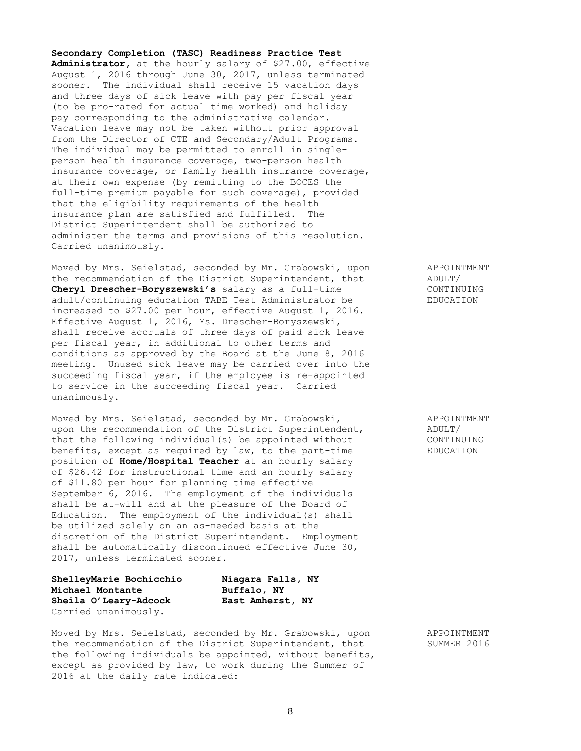**Secondary Completion (TASC) Readiness Practice Test Administrator**, at the hourly salary of $27.00, effective August 1, 2016 through June 30, 2017, unless terminated sooner. The individual shall receive 15 vacation days and three days of sick leave with pay per fiscal year (to be pro-rated for actual time worked) and holiday pay corresponding to the administrative calendar. Vacation leave may not be taken without prior approval from the Director of CTE and Secondary/Adult Programs. The individual may be permitted to enroll in single-person health insurance coverage, two-person health insurance coverage, or family health insurance coverage, at their own expense (by remitting to the BOCES the full-time premium payable for such coverage), provided that the eligibility requirements of the health insurance plan are satisfied and fulfilled. The District Superintendent shall be authorized to administer the terms and provisions of this resolution. Carried unanimously.

APPOINTMENT ADULT/ CONTINUING EDUCATION

Moved by Mrs. Seielstad, seconded by Mr. Grabowski, upon the recommendation of the District Superintendent, that **Cheryl Drescher-Boryszewski's** salary as a full-time adult/continuing education TABE Test Administrator be increased to $27.00 per hour, effective August 1, 2016. Effective August 1, 2016, Ms. Drescher-Boryszewski, shall receive accruals of three days of paid sick leave per fiscal year, in additional to other terms and conditions as approved by the Board at the June 8, 2016 meeting. Unused sick leave may be carried over into the succeeding fiscal year, if the employee is re-appointed to service in the succeeding fiscal year. Carried unanimously.

APPOINTMENT ADULT/ CONTINUING EDUCATION

Moved by Mrs. Seielstad, seconded by Mr. Grabowski, upon the recommendation of the District Superintendent, that the following individual(s) be appointed without benefits, except as required by law, to the part-time position of **Home/Hospital Teacher** at an hourly salary of $26.42 for instructional time and an hourly salary of $11.80 per hour for planning time effective September 6, 2016. The employment of the individuals shall be at-will and at the pleasure of the Board of Education. The employment of the individual(s) shall be utilized solely on an as-needed basis at the discretion of the District Superintendent. Employment shall be automatically discontinued effective June 30, 2017, unless terminated sooner.

| | |
|---|---|
| **ShelleyMarie Bochicchio** | **Niagara Falls, NY** |
| **Michael Montante** | **Buffalo, NY** |
| **Sheila O'Leary-Adcock** | **East Amherst, NY** |

Carried unanimously.

APPOINTMENT SUMMER 2016

Moved by Mrs. Seielstad, seconded by Mr. Grabowski, upon the recommendation of the District Superintendent, that the following individuals be appointed, without benefits, except as provided by law, to work during the Summer of 2016 at the daily rate indicated: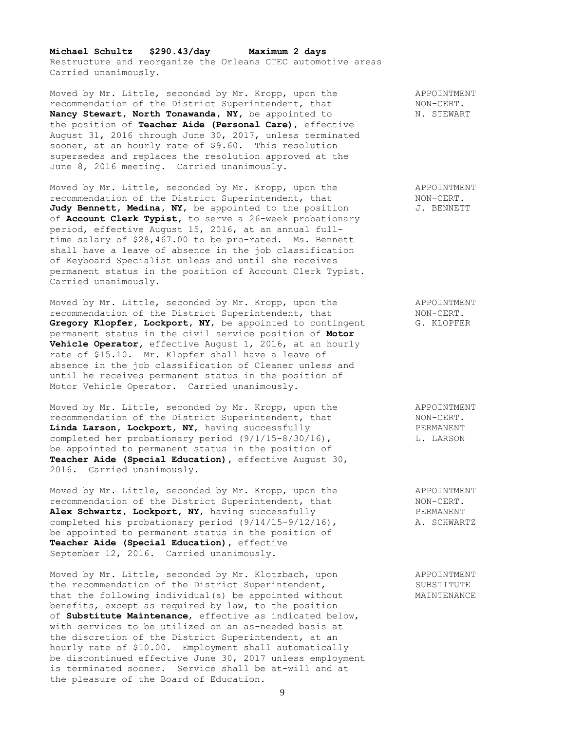**Michael Schultz   $290.43/day   Maximum 2 days**
Restructure and reorganize the Orleans CTEC automotive areas
Carried unanimously.

APPOINTMENT
NON-CERT.
N. STEWART

Moved by Mr. Little, seconded by Mr. Kropp, upon the recommendation of the District Superintendent, that **Nancy Stewart, North Tonawanda, NY**, be appointed to the position of **Teacher Aide (Personal Care)**, effective August 31, 2016 through June 30, 2017, unless terminated sooner, at an hourly rate of $9.60. This resolution supersedes and replaces the resolution approved at the June 8, 2016 meeting. Carried unanimously.

APPOINTMENT
NON-CERT.
J. BENNETT

Moved by Mr. Little, seconded by Mr. Kropp, upon the recommendation of the District Superintendent, that **Judy Bennett, Medina, NY**, be appointed to the position of **Account Clerk Typist**, to serve a 26-week probationary period, effective August 15, 2016, at an annual full-time salary of $28,467.00 to be pro-rated. Ms. Bennett shall have a leave of absence in the job classification of Keyboard Specialist unless and until she receives permanent status in the position of Account Clerk Typist. Carried unanimously.

APPOINTMENT
NON-CERT.
G. KLOPFER

Moved by Mr. Little, seconded by Mr. Kropp, upon the recommendation of the District Superintendent, that **Gregory Klopfer, Lockport, NY**, be appointed to contingent permanent status in the civil service position of **Motor Vehicle Operator**, effective August 1, 2016, at an hourly rate of $15.10. Mr. Klopfer shall have a leave of absence in the job classification of Cleaner unless and until he receives permanent status in the position of Motor Vehicle Operator. Carried unanimously.

APPOINTMENT
NON-CERT.
PERMANENT
L. LARSON

Moved by Mr. Little, seconded by Mr. Kropp, upon the recommendation of the District Superintendent, that **Linda Larson, Lockport, NY**, having successfully completed her probationary period (9/1/15-8/30/16), be appointed to permanent status in the position of **Teacher Aide (Special Education)**, effective August 30, 2016. Carried unanimously.

APPOINTMENT
NON-CERT.
PERMANENT
A. SCHWARTZ

Moved by Mr. Little, seconded by Mr. Kropp, upon the recommendation of the District Superintendent, that **Alex Schwartz, Lockport, NY**, having successfully completed his probationary period (9/14/15-9/12/16), be appointed to permanent status in the position of **Teacher Aide (Special Education)**, effective September 12, 2016. Carried unanimously.

APPOINTMENT
SUBSTITUTE
MAINTENANCE

Moved by Mr. Little, seconded by Mr. Klotzbach, upon the recommendation of the District Superintendent, that the following individual(s) be appointed without benefits, except as required by law, to the position of **Substitute Maintenance**, effective as indicated below, with services to be utilized on an as-needed basis at the discretion of the District Superintendent, at an hourly rate of $10.00. Employment shall automatically be discontinued effective June 30, 2017 unless employment is terminated sooner. Service shall be at-will and at the pleasure of the Board of Education.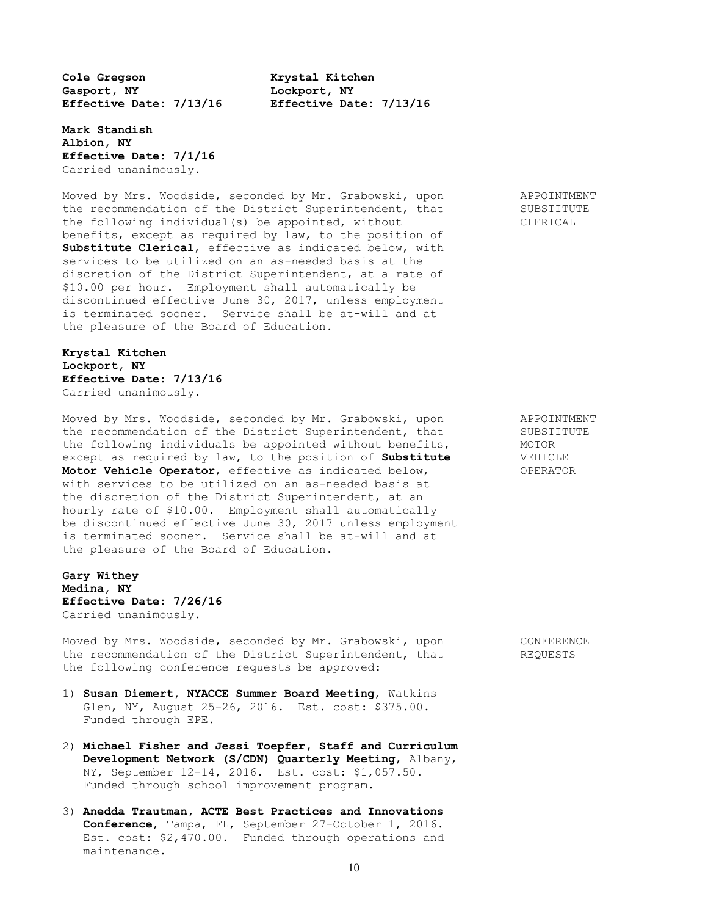**Cole Gregson**
**Gasport, NY**
**Effective Date: 7/13/16**

**Krystal Kitchen**
**Lockport, NY**
**Effective Date: 7/13/16**

**Mark Standish**
**Albion, NY**
**Effective Date: 7/1/16**
Carried unanimously.

APPOINTMENT SUBSTITUTE CLERICAL

Moved by Mrs. Woodside, seconded by Mr. Grabowski, upon the recommendation of the District Superintendent, that the following individual(s) be appointed, without benefits, except as required by law, to the position of **Substitute Clerical**, effective as indicated below, with services to be utilized on an as-needed basis at the discretion of the District Superintendent, at a rate of $10.00 per hour. Employment shall automatically be discontinued effective June 30, 2017, unless employment is terminated sooner. Service shall be at-will and at the pleasure of the Board of Education.

**Krystal Kitchen**
**Lockport, NY**
**Effective Date: 7/13/16**
Carried unanimously.

APPOINTMENT SUBSTITUTE MOTOR VEHICLE OPERATOR

Moved by Mrs. Woodside, seconded by Mr. Grabowski, upon the recommendation of the District Superintendent, that the following individuals be appointed without benefits, except as required by law, to the position of **Substitute Motor Vehicle Operator**, effective as indicated below, with services to be utilized on an as-needed basis at the discretion of the District Superintendent, at an hourly rate of $10.00. Employment shall automatically be discontinued effective June 30, 2017 unless employment is terminated sooner. Service shall be at-will and at the pleasure of the Board of Education.

**Gary Withey**
**Medina, NY**
**Effective Date: 7/26/16**
Carried unanimously.

CONFERENCE REQUESTS

Moved by Mrs. Woodside, seconded by Mr. Grabowski, upon the recommendation of the District Superintendent, that the following conference requests be approved:

1) **Susan Diemert, NYACCE Summer Board Meeting**, Watkins Glen, NY, August 25-26, 2016. Est. cost: $375.00. Funded through EPE.
2) **Michael Fisher and Jessi Toepfer, Staff and Curriculum Development Network (S/CDN) Quarterly Meeting**, Albany, NY, September 12-14, 2016. Est. cost: $1,057.50. Funded through school improvement program.
3) **Anedda Trautman, ACTE Best Practices and Innovations Conference**, Tampa, FL, September 27-October 1, 2016. Est. cost: $2,470.00. Funded through operations and maintenance.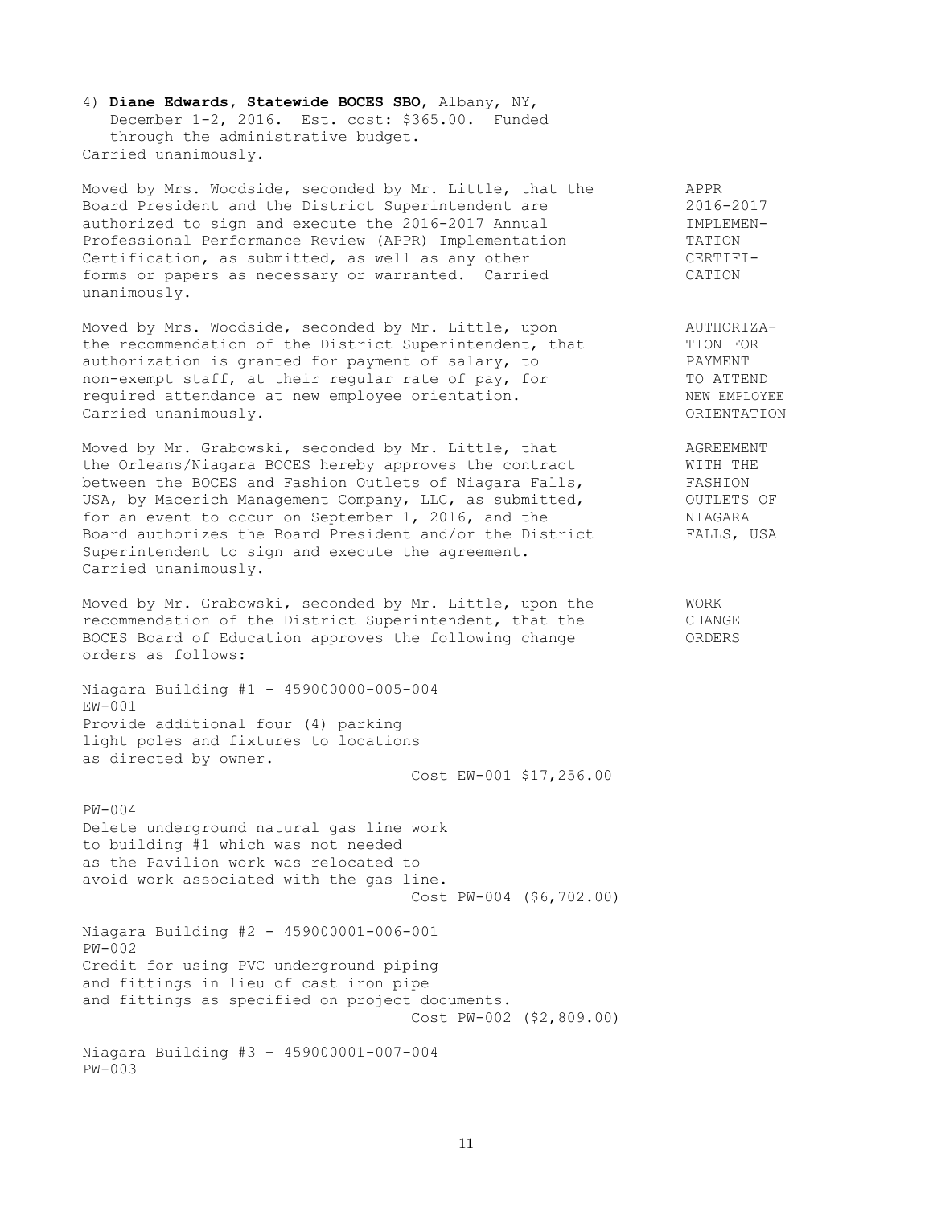4) **Diane Edwards, Statewide BOCES SBO**, Albany, NY, December 1-2, 2016. Est. cost: $365.00. Funded through the administrative budget.

Carried unanimously.

**APPR 2016-2017 IMPLEMENTATION CERTIFICATION**

Moved by Mrs. Woodside, seconded by Mr. Little, that the Board President and the District Superintendent are authorized to sign and execute the 2016-2017 Annual Professional Performance Review (APPR) Implementation Certification, as submitted, as well as any other forms or papers as necessary or warranted. Carried unanimously.

**AUTHORIZATION FOR PAYMENT TO ATTEND NEW EMPLOYEE ORIENTATION**

Moved by Mrs. Woodside, seconded by Mr. Little, upon the recommendation of the District Superintendent, that authorization is granted for payment of salary, to non-exempt staff, at their regular rate of pay, for required attendance at new employee orientation. Carried unanimously.

**AGREEMENT WITH THE FASHION OUTLETS OF NIAGARA FALLS, USA**

Moved by Mr. Grabowski, seconded by Mr. Little, that the Orleans/Niagara BOCES hereby approves the contract between the BOCES and Fashion Outlets of Niagara Falls, USA, by Macerich Management Company, LLC, as submitted, for an event to occur on September 1, 2016, and the Board authorizes the Board President and/or the District Superintendent to sign and execute the agreement. Carried unanimously.

**WORK CHANGE ORDERS**

Moved by Mr. Grabowski, seconded by Mr. Little, upon the recommendation of the District Superintendent, that the BOCES Board of Education approves the following change orders as follows:

Niagara Building #1 - 459000000-005-004

EW-001
Provide additional four (4) parking light poles and fixtures to locations as directed by owner.

Cost EW-001 $17,256.00

PW-004
Delete underground natural gas line work to building #1 which was not needed as the Pavilion work was relocated to avoid work associated with the gas line.

Cost PW-004 ($6,702.00)

Niagara Building #2 - 459000001-006-001

PW-002
Credit for using PVC underground piping and fittings in lieu of cast iron pipe and fittings as specified on project documents.

Cost PW-002 ($2,809.00)

Niagara Building #3 – 459000001-007-004

PW-003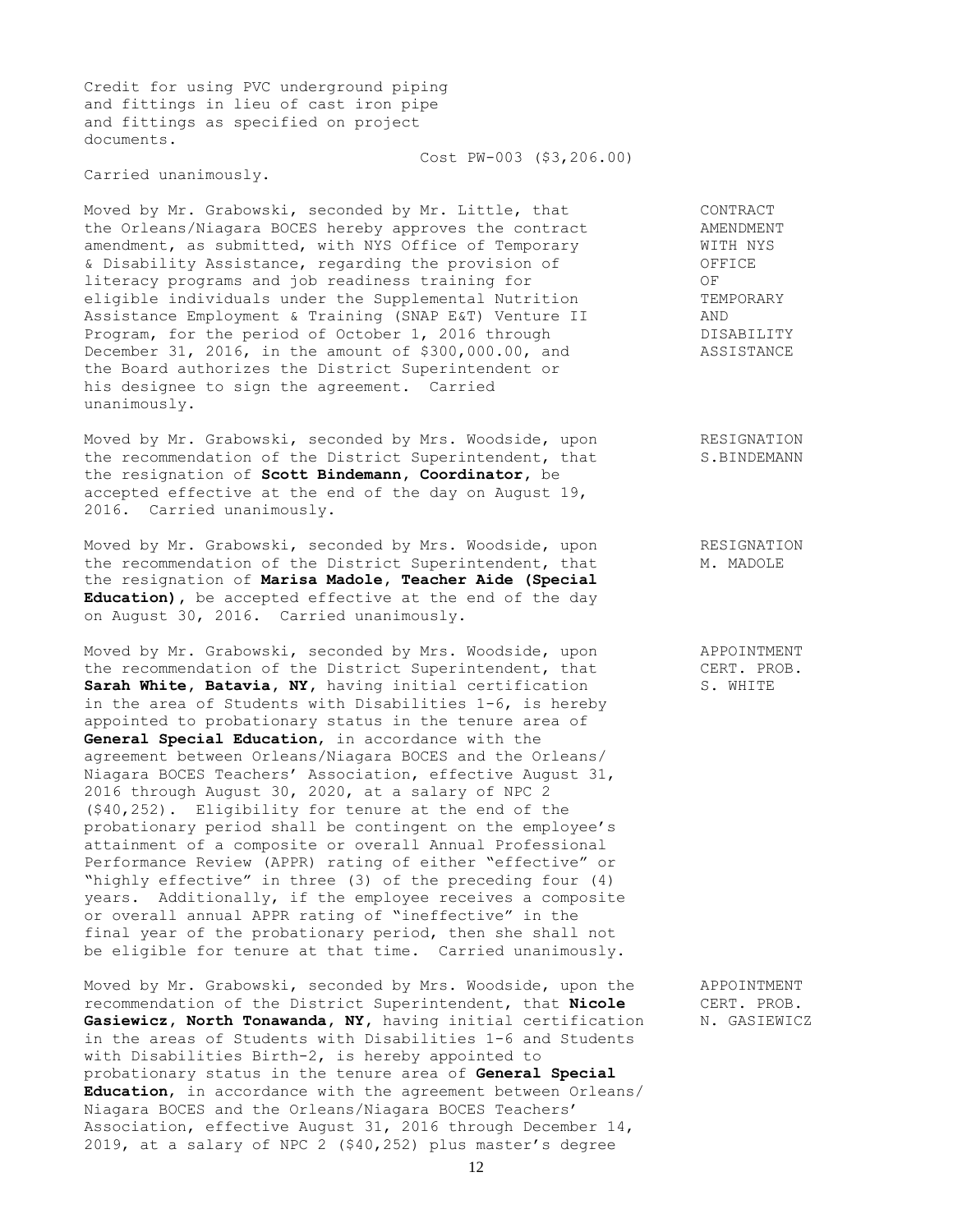Credit for using PVC underground piping and fittings in lieu of cast iron pipe and fittings as specified on project documents.

Cost PW-003 ($3,206.00)

Carried unanimously.

Moved by Mr. Grabowski, seconded by Mr. Little, that the Orleans/Niagara BOCES hereby approves the contract amendment, as submitted, with NYS Office of Temporary & Disability Assistance, regarding the provision of literacy programs and job readiness training for eligible individuals under the Supplemental Nutrition Assistance Employment & Training (SNAP E&T) Venture II Program, for the period of October 1, 2016 through December 31, 2016, in the amount of $300,000.00, and the Board authorizes the District Superintendent or his designee to sign the agreement. Carried unanimously.

CONTRACT AMENDMENT WITH NYS OFFICE OF TEMPORARY AND DISABILITY ASSISTANCE

Moved by Mr. Grabowski, seconded by Mrs. Woodside, upon the recommendation of the District Superintendent, that the resignation of **Scott Bindemann, Coordinator**, be accepted effective at the end of the day on August 19, 2016. Carried unanimously.

RESIGNATION S.BINDEMANN

Moved by Mr. Grabowski, seconded by Mrs. Woodside, upon the recommendation of the District Superintendent, that the resignation of **Marisa Madole, Teacher Aide (Special Education)**, be accepted effective at the end of the day on August 30, 2016. Carried unanimously.

RESIGNATION M. MADOLE

Moved by Mr. Grabowski, seconded by Mrs. Woodside, upon the recommendation of the District Superintendent, that **Sarah White, Batavia, NY**, having initial certification in the area of Students with Disabilities 1-6, is hereby appointed to probationary status in the tenure area of **General Special Education**, in accordance with the agreement between Orleans/Niagara BOCES and the Orleans/ Niagara BOCES Teachers' Association, effective August 31, 2016 through August 30, 2020, at a salary of NPC 2 ($40,252). Eligibility for tenure at the end of the probationary period shall be contingent on the employee's attainment of a composite or overall Annual Professional Performance Review (APPR) rating of either "effective" or "highly effective" in three (3) of the preceding four (4) years. Additionally, if the employee receives a composite or overall annual APPR rating of "ineffective" in the final year of the probationary period, then she shall not be eligible for tenure at that time. Carried unanimously.

APPOINTMENT CERT. PROB. S. WHITE

Moved by Mr. Grabowski, seconded by Mrs. Woodside, upon the recommendation of the District Superintendent, that **Nicole Gasiewicz, North Tonawanda, NY**, having initial certification in the areas of Students with Disabilities 1-6 and Students with Disabilities Birth-2, is hereby appointed to probationary status in the tenure area of **General Special Education**, in accordance with the agreement between Orleans/ Niagara BOCES and the Orleans/Niagara BOCES Teachers' Association, effective August 31, 2016 through December 14, 2019, at a salary of NPC 2 ($40,252) plus master's degree

APPOINTMENT CERT. PROB. N. GASIEWICZ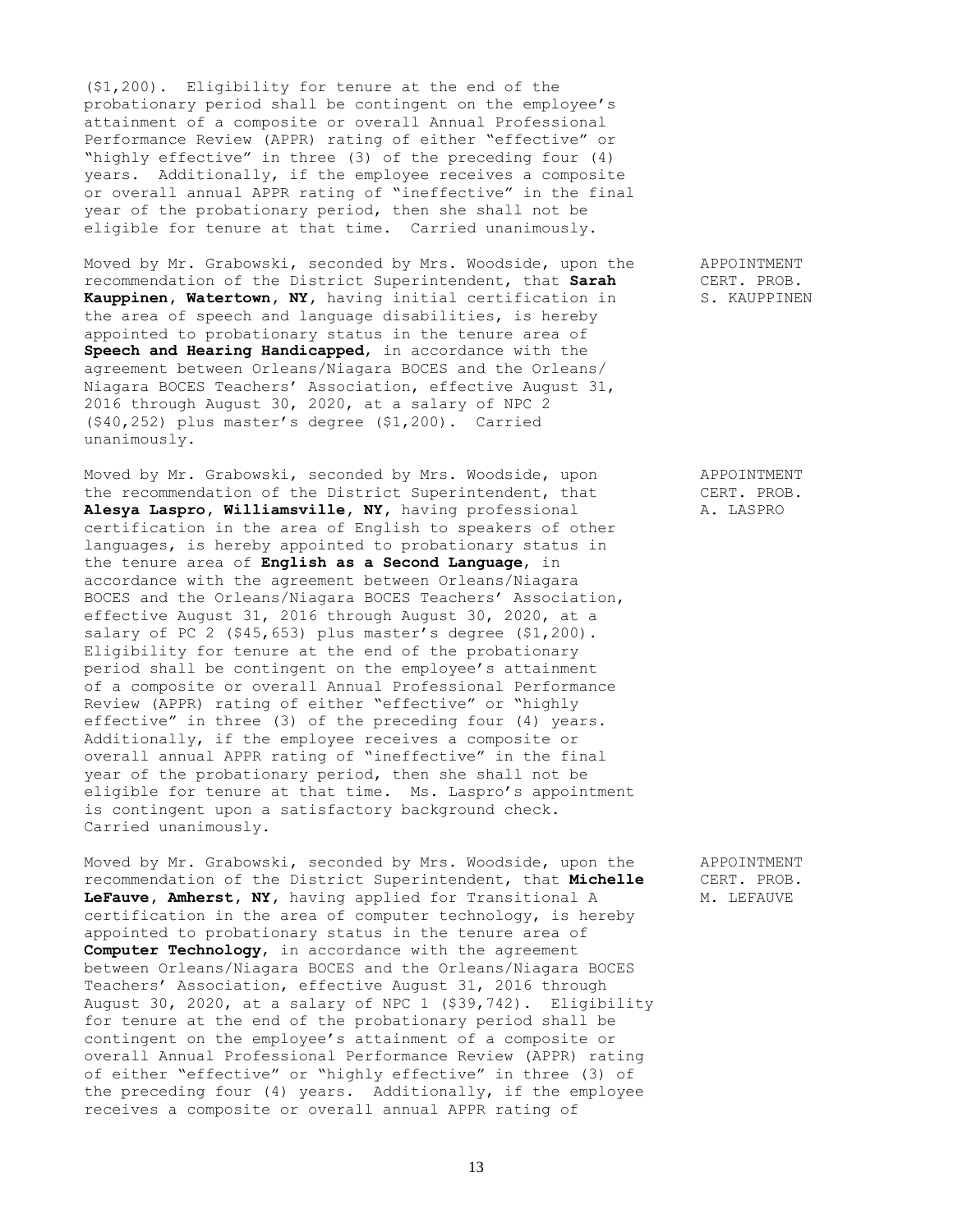($1,200). Eligibility for tenure at the end of the probationary period shall be contingent on the employee's attainment of a composite or overall Annual Professional Performance Review (APPR) rating of either "effective" or "highly effective" in three (3) of the preceding four (4) years. Additionally, if the employee receives a composite or overall annual APPR rating of "ineffective" in the final year of the probationary period, then she shall not be eligible for tenure at that time. Carried unanimously.

APPOINTMENT CERT. PROB. S. KAUPPINEN

Moved by Mr. Grabowski, seconded by Mrs. Woodside, upon the recommendation of the District Superintendent, that **Sarah Kauppinen, Watertown, NY,** having initial certification in the area of speech and language disabilities, is hereby appointed to probationary status in the tenure area of **Speech and Hearing Handicapped**, in accordance with the agreement between Orleans/Niagara BOCES and the Orleans/ Niagara BOCES Teachers' Association, effective August 31, 2016 through August 30, 2020, at a salary of NPC 2 ($40,252) plus master's degree ($1,200). Carried unanimously.

APPOINTMENT CERT. PROB. A. LASPRO

Moved by Mr. Grabowski, seconded by Mrs. Woodside, upon the recommendation of the District Superintendent, that **Alesya Laspro, Williamsville, NY,** having professional certification in the area of English to speakers of other languages, is hereby appointed to probationary status in the tenure area of **English as a Second Language**, in accordance with the agreement between Orleans/Niagara BOCES and the Orleans/Niagara BOCES Teachers' Association, effective August 31, 2016 through August 30, 2020, at a salary of PC 2 ($45,653) plus master's degree ($1,200). Eligibility for tenure at the end of the probationary period shall be contingent on the employee's attainment of a composite or overall Annual Professional Performance Review (APPR) rating of either "effective" or "highly effective" in three (3) of the preceding four (4) years. Additionally, if the employee receives a composite or overall annual APPR rating of "ineffective" in the final year of the probationary period, then she shall not be eligible for tenure at that time. Ms. Laspro's appointment is contingent upon a satisfactory background check. Carried unanimously.

APPOINTMENT CERT. PROB. M. LEFAUVE

Moved by Mr. Grabowski, seconded by Mrs. Woodside, upon the recommendation of the District Superintendent, that **Michelle LeFauve, Amherst, NY,** having applied for Transitional A certification in the area of computer technology, is hereby appointed to probationary status in the tenure area of **Computer Technology**, in accordance with the agreement between Orleans/Niagara BOCES and the Orleans/Niagara BOCES Teachers' Association, effective August 31, 2016 through August 30, 2020, at a salary of NPC 1 ($39,742). Eligibility for tenure at the end of the probationary period shall be contingent on the employee's attainment of a composite or overall Annual Professional Performance Review (APPR) rating of either "effective" or "highly effective" in three (3) of the preceding four (4) years. Additionally, if the employee receives a composite or overall annual APPR rating of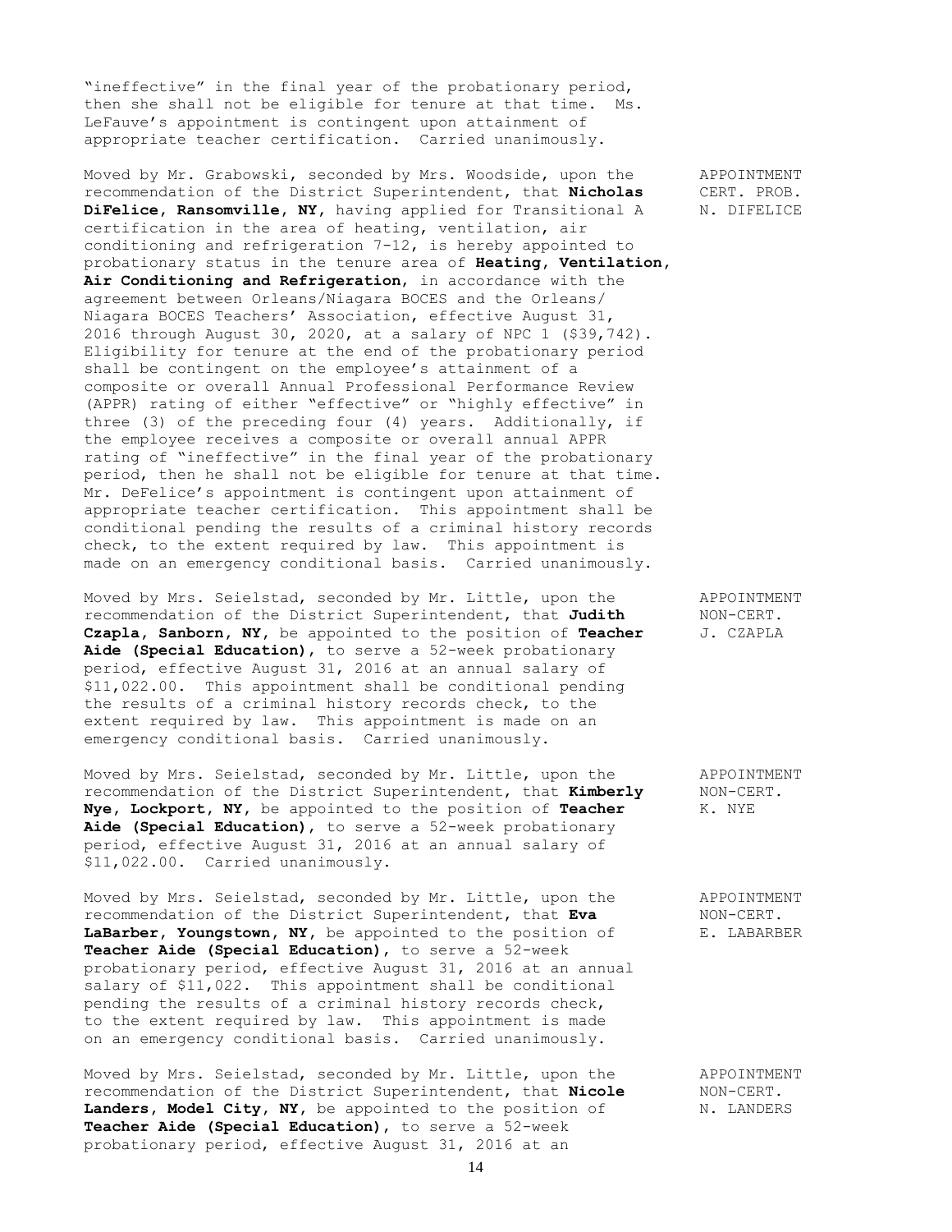"ineffective" in the final year of the probationary period, then she shall not be eligible for tenure at that time. Ms. LeFauve's appointment is contingent upon attainment of appropriate teacher certification. Carried unanimously.

APPOINTMENT CERT. PROB. N. DIFELICE

Moved by Mr. Grabowski, seconded by Mrs. Woodside, upon the recommendation of the District Superintendent, that **Nicholas DiFelice, Ransomville, NY,** having applied for Transitional A certification in the area of heating, ventilation, air conditioning and refrigeration 7-12, is hereby appointed to probationary status in the tenure area of **Heating, Ventilation, Air Conditioning and Refrigeration**, in accordance with the agreement between Orleans/Niagara BOCES and the Orleans/ Niagara BOCES Teachers' Association, effective August 31, 2016 through August 30, 2020, at a salary of NPC 1 ($39,742). Eligibility for tenure at the end of the probationary period shall be contingent on the employee's attainment of a composite or overall Annual Professional Performance Review (APPR) rating of either "effective" or "highly effective" in three (3) of the preceding four (4) years. Additionally, if the employee receives a composite or overall annual APPR rating of "ineffective" in the final year of the probationary period, then he shall not be eligible for tenure at that time. Mr. DeFelice's appointment is contingent upon attainment of appropriate teacher certification. This appointment shall be conditional pending the results of a criminal history records check, to the extent required by law. This appointment is made on an emergency conditional basis. Carried unanimously.

APPOINTMENT NON-CERT. J. CZAPLA

Moved by Mrs. Seielstad, seconded by Mr. Little, upon the recommendation of the District Superintendent, that **Judith Czapla, Sanborn, NY,** be appointed to the position of **Teacher Aide (Special Education),** to serve a 52-week probationary period, effective August 31, 2016 at an annual salary of $11,022.00. This appointment shall be conditional pending the results of a criminal history records check, to the extent required by law. This appointment is made on an emergency conditional basis. Carried unanimously.

APPOINTMENT NON-CERT. K. NYE

Moved by Mrs. Seielstad, seconded by Mr. Little, upon the recommendation of the District Superintendent, that **Kimberly Nye, Lockport, NY,** be appointed to the position of **Teacher Aide (Special Education),** to serve a 52-week probationary period, effective August 31, 2016 at an annual salary of $11,022.00. Carried unanimously.

APPOINTMENT NON-CERT. E. LABARBER

Moved by Mrs. Seielstad, seconded by Mr. Little, upon the recommendation of the District Superintendent, that **Eva LaBarber, Youngstown, NY,** be appointed to the position of **Teacher Aide (Special Education),** to serve a 52-week probationary period, effective August 31, 2016 at an annual salary of $11,022. This appointment shall be conditional pending the results of a criminal history records check, to the extent required by law. This appointment is made on an emergency conditional basis. Carried unanimously.

APPOINTMENT NON-CERT. N. LANDERS

Moved by Mrs. Seielstad, seconded by Mr. Little, upon the recommendation of the District Superintendent, that **Nicole Landers, Model City, NY,** be appointed to the position of **Teacher Aide (Special Education),** to serve a 52-week probationary period, effective August 31, 2016 at an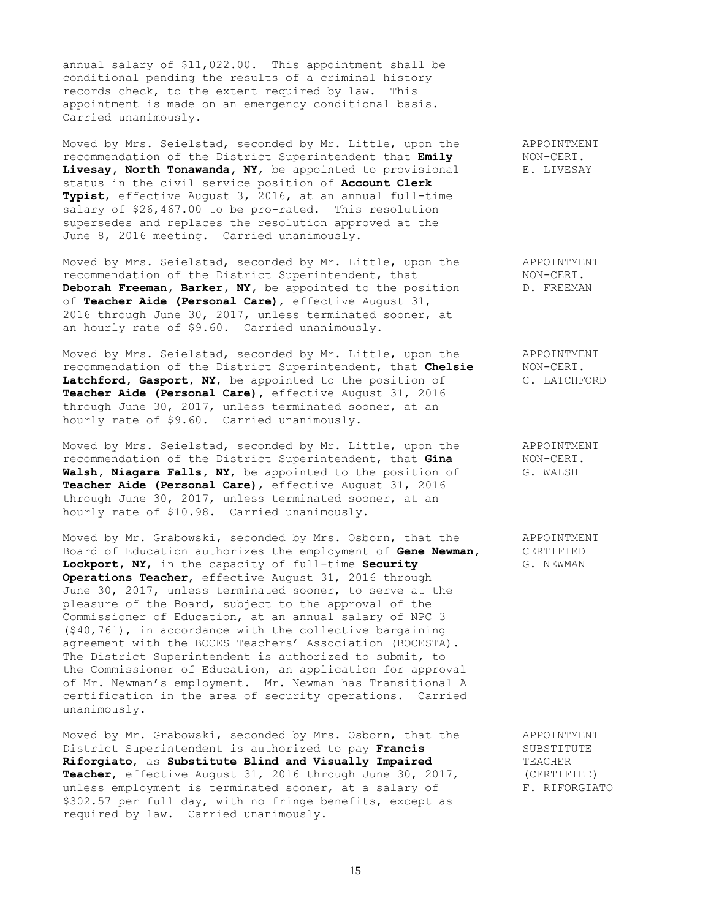annual salary of $11,022.00. This appointment shall be conditional pending the results of a criminal history records check, to the extent required by law. This appointment is made on an emergency conditional basis. Carried unanimously.

APPOINTMENT NON-CERT. E. LIVESAY

Moved by Mrs. Seielstad, seconded by Mr. Little, upon the recommendation of the District Superintendent that **Emily Livesay, North Tonawanda, NY**, be appointed to provisional status in the civil service position of **Account Clerk Typist**, effective August 3, 2016, at an annual full-time salary of $26,467.00 to be pro-rated. This resolution supersedes and replaces the resolution approved at the June 8, 2016 meeting. Carried unanimously.

APPOINTMENT NON-CERT. D. FREEMAN

Moved by Mrs. Seielstad, seconded by Mr. Little, upon the recommendation of the District Superintendent, that **Deborah Freeman, Barker, NY**, be appointed to the position of **Teacher Aide (Personal Care)**, effective August 31, 2016 through June 30, 2017, unless terminated sooner, at an hourly rate of $9.60. Carried unanimously.

APPOINTMENT NON-CERT. C. LATCHFORD

Moved by Mrs. Seielstad, seconded by Mr. Little, upon the recommendation of the District Superintendent, that **Chelsie Latchford, Gasport, NY**, be appointed to the position of **Teacher Aide (Personal Care)**, effective August 31, 2016 through June 30, 2017, unless terminated sooner, at an hourly rate of $9.60. Carried unanimously.

APPOINTMENT NON-CERT. G. WALSH

Moved by Mrs. Seielstad, seconded by Mr. Little, upon the recommendation of the District Superintendent, that **Gina Walsh, Niagara Falls, NY**, be appointed to the position of **Teacher Aide (Personal Care)**, effective August 31, 2016 through June 30, 2017, unless terminated sooner, at an hourly rate of $10.98. Carried unanimously.

APPOINTMENT CERTIFIED G. NEWMAN

Moved by Mr. Grabowski, seconded by Mrs. Osborn, that the Board of Education authorizes the employment of **Gene Newman, Lockport, NY**, in the capacity of full-time **Security Operations Teacher**, effective August 31, 2016 through June 30, 2017, unless terminated sooner, to serve at the pleasure of the Board, subject to the approval of the Commissioner of Education, at an annual salary of NPC 3 ($40,761), in accordance with the collective bargaining agreement with the BOCES Teachers' Association (BOCESTA). The District Superintendent is authorized to submit, to the Commissioner of Education, an application for approval of Mr. Newman's employment. Mr. Newman has Transitional A certification in the area of security operations. Carried unanimously.

APPOINTMENT SUBSTITUTE TEACHER (CERTIFIED) F. RIFORGIATO

Moved by Mr. Grabowski, seconded by Mrs. Osborn, that the District Superintendent is authorized to pay **Francis Riforgiato**, as **Substitute Blind and Visually Impaired Teacher**, effective August 31, 2016 through June 30, 2017, unless employment is terminated sooner, at a salary of $302.57 per full day, with no fringe benefits, except as required by law. Carried unanimously.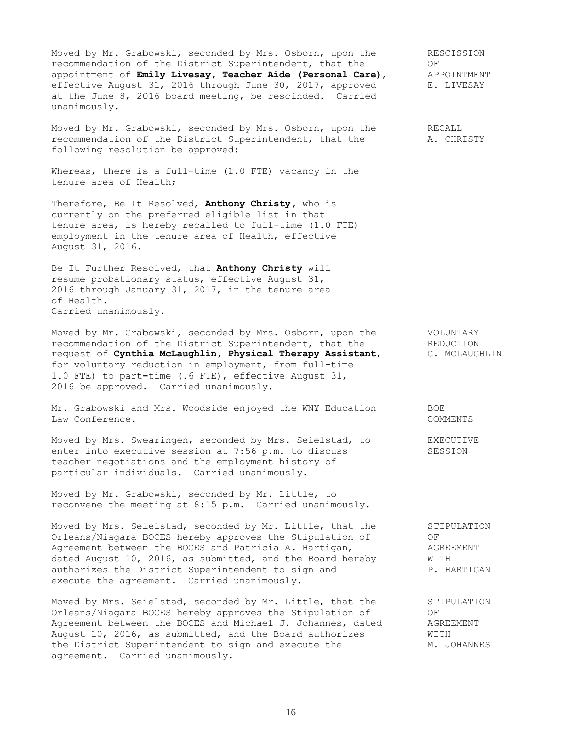Moved by Mr. Grabowski, seconded by Mrs. Osborn, upon the recommendation of the District Superintendent, that the appointment of **Emily Livesay, Teacher Aide (Personal Care)**, effective August 31, 2016 through June 30, 2017, approved at the June 8, 2016 board meeting, be rescinded. Carried unanimously.

RESCISSION OF APPOINTMENT E. LIVESAY

Moved by Mr. Grabowski, seconded by Mrs. Osborn, upon the recommendation of the District Superintendent, that the following resolution be approved:

RECALL A. CHRISTY

Whereas, there is a full-time (1.0 FTE) vacancy in the tenure area of Health;

Therefore, Be It Resolved, **Anthony Christy**, who is currently on the preferred eligible list in that tenure area, is hereby recalled to full-time (1.0 FTE) employment in the tenure area of Health, effective August 31, 2016.

Be It Further Resolved, that **Anthony Christy** will resume probationary status, effective August 31, 2016 through January 31, 2017, in the tenure area of Health.
Carried unanimously.

Moved by Mr. Grabowski, seconded by Mrs. Osborn, upon the recommendation of the District Superintendent, that the request of **Cynthia McLaughlin, Physical Therapy Assistant**, for voluntary reduction in employment, from full-time 1.0 FTE) to part-time (.6 FTE), effective August 31, 2016 be approved. Carried unanimously.

VOLUNTARY REDUCTION C. MCLAUGHLIN

Mr. Grabowski and Mrs. Woodside enjoyed the WNY Education Law Conference.

BOE COMMENTS

Moved by Mrs. Swearingen, seconded by Mrs. Seielstad, to enter into executive session at 7:56 p.m. to discuss teacher negotiations and the employment history of particular individuals. Carried unanimously.

EXECUTIVE SESSION

Moved by Mr. Grabowski, seconded by Mr. Little, to reconvene the meeting at 8:15 p.m. Carried unanimously.

Moved by Mrs. Seielstad, seconded by Mr. Little, that the Orleans/Niagara BOCES hereby approves the Stipulation of Agreement between the BOCES and Patricia A. Hartigan, dated August 10, 2016, as submitted, and the Board hereby authorizes the District Superintendent to sign and execute the agreement. Carried unanimously.

STIPULATION OF AGREEMENT WITH P. HARTIGAN

Moved by Mrs. Seielstad, seconded by Mr. Little, that the Orleans/Niagara BOCES hereby approves the Stipulation of Agreement between the BOCES and Michael J. Johannes, dated August 10, 2016, as submitted, and the Board authorizes the District Superintendent to sign and execute the agreement. Carried unanimously.

STIPULATION OF AGREEMENT WITH M. JOHANNES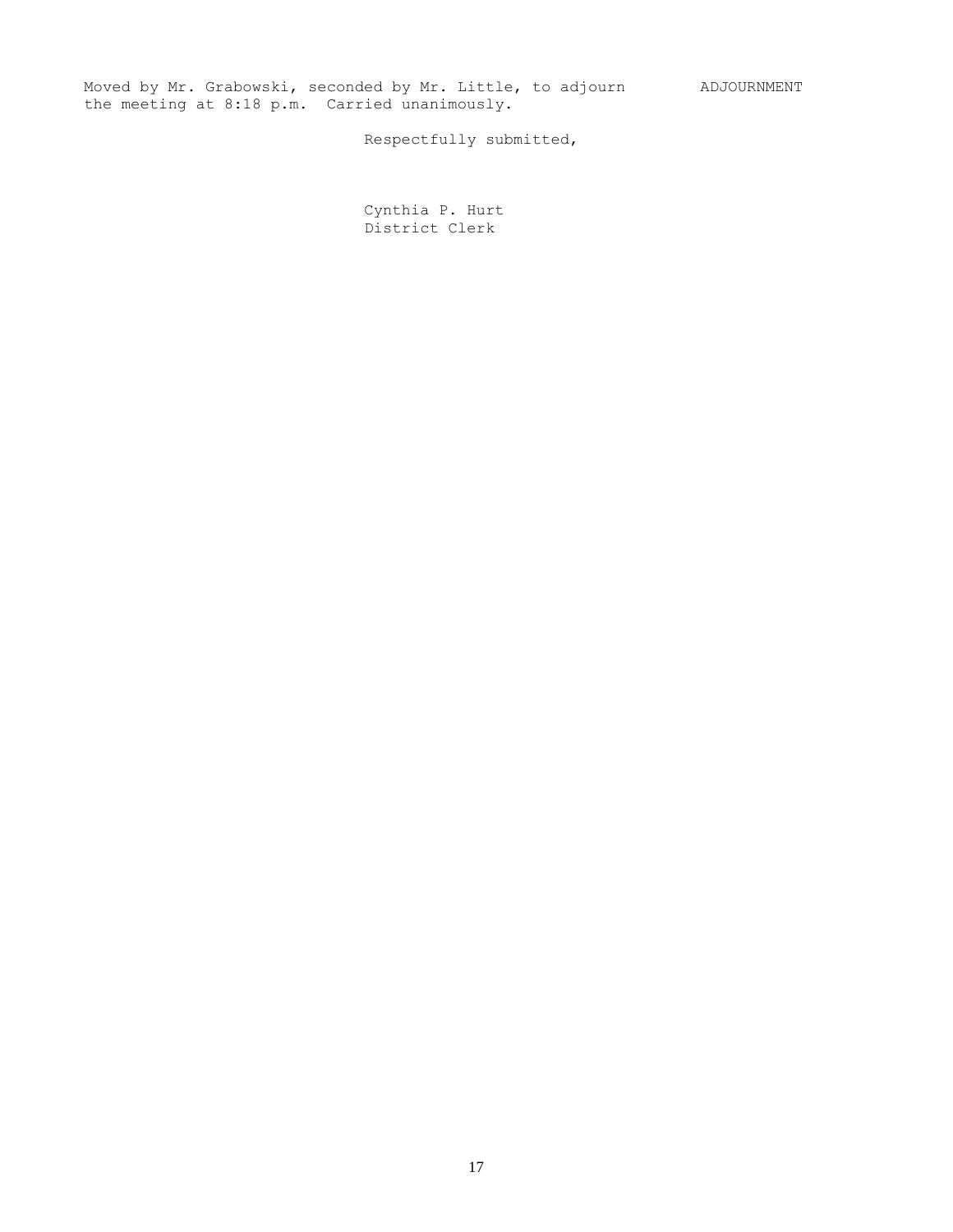Moved by Mr. Grabowski, seconded by Mr. Little, to adjourn the meeting at 8:18 p.m. Carried unanimously. ADJOURNMENT

Respectfully submitted,

Cynthia P. Hurt
District Clerk